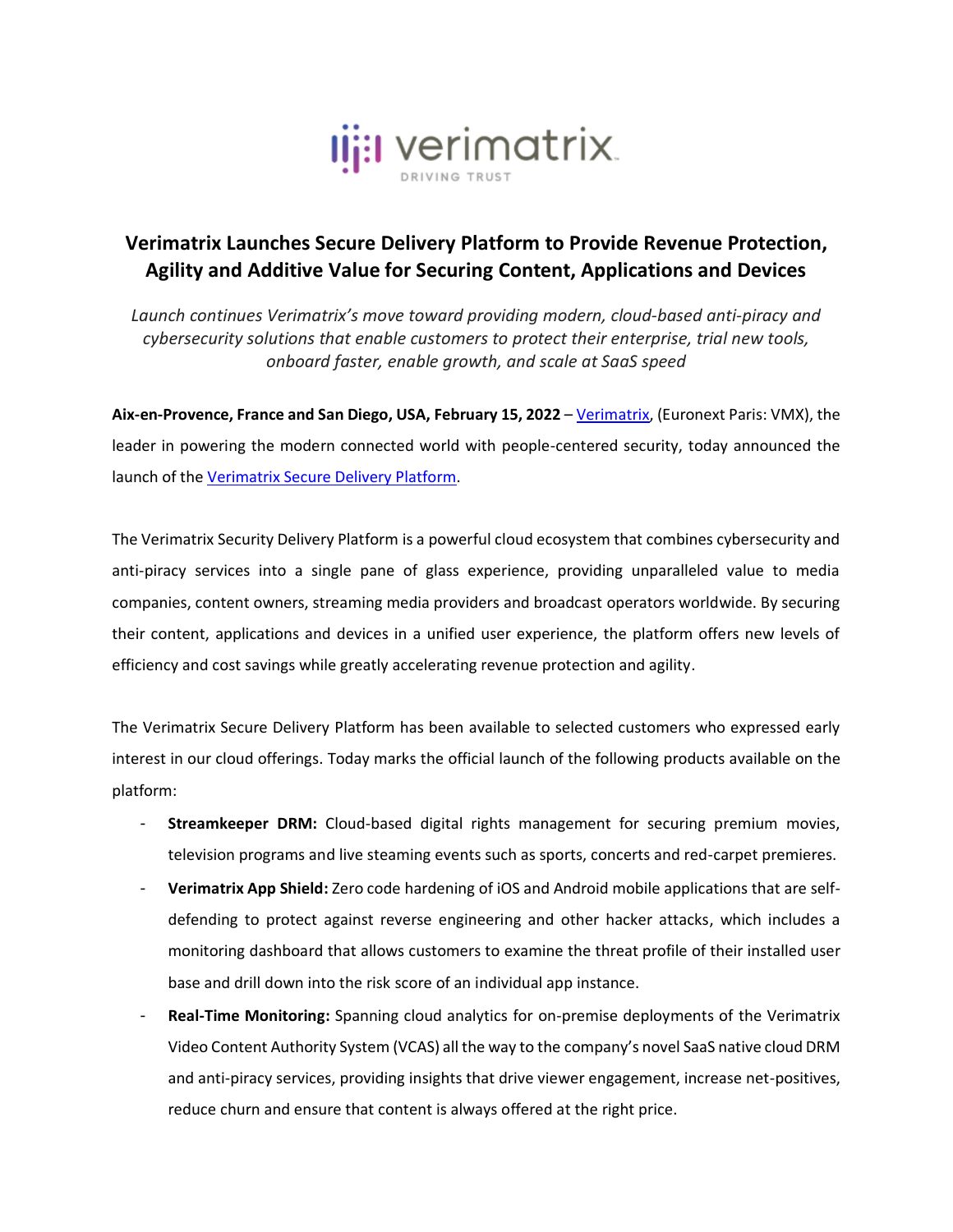# Verimatrix Launches Secure Delivery Platform to Provide Revenue Protection, Agility and Additive Value for Securing Content, Applications and Devices

*Launch continues Verimatrix's move toward providing modern, cloud-based anti-piracy and cybersecurity solutions that enable customers to protect their enterprise, trial new tools, onboard faster, enable growth, and scale at SaaS speed*

**Aix-en-Provence, France and San Diego, USA, February 15, 2022** – Verimatrix, (Euronext Paris: VMX), the leader in powering the modern connected world with people-centered security, today announced the launch of the Verimatrix Secure Delivery Platform.

The Verimatrix Security Delivery Platform is a powerful cloud ecosystem that combines cybersecurity and anti-piracy services into a single pane of glass experience, providing unparalleled value to media companies, content owners, streaming media providers and broadcast operators worldwide. By securing their content, applications and devices in a unified user experience, the platform offers new levels of efficiency and cost savings while greatly accelerating revenue protection and agility.

The Verimatrix Secure Delivery Platform has been available to selected customers who expressed early interest in our cloud offerings. Today marks the official launch of the following products available on the platform:

- **Streamkeeper DRM:** Cloud-based digital rights management for securing premium movies, television programs and live steaming events such as sports, concerts and red-carpet premieres.
- **Verimatrix App Shield:** Zero code hardening of iOS and Android mobile applications that are self-defending to protect against reverse engineering and other hacker attacks, which includes a monitoring dashboard that allows customers to examine the threat profile of their installed user base and drill down into the risk score of an individual app instance.
- **Real-Time Monitoring:** Spanning cloud analytics for on-premise deployments of the Verimatrix Video Content Authority System (VCAS) all the way to the company's novel SaaS native cloud DRM and anti-piracy services, providing insights that drive viewer engagement, increase net-positives, reduce churn and ensure that content is always offered at the right price.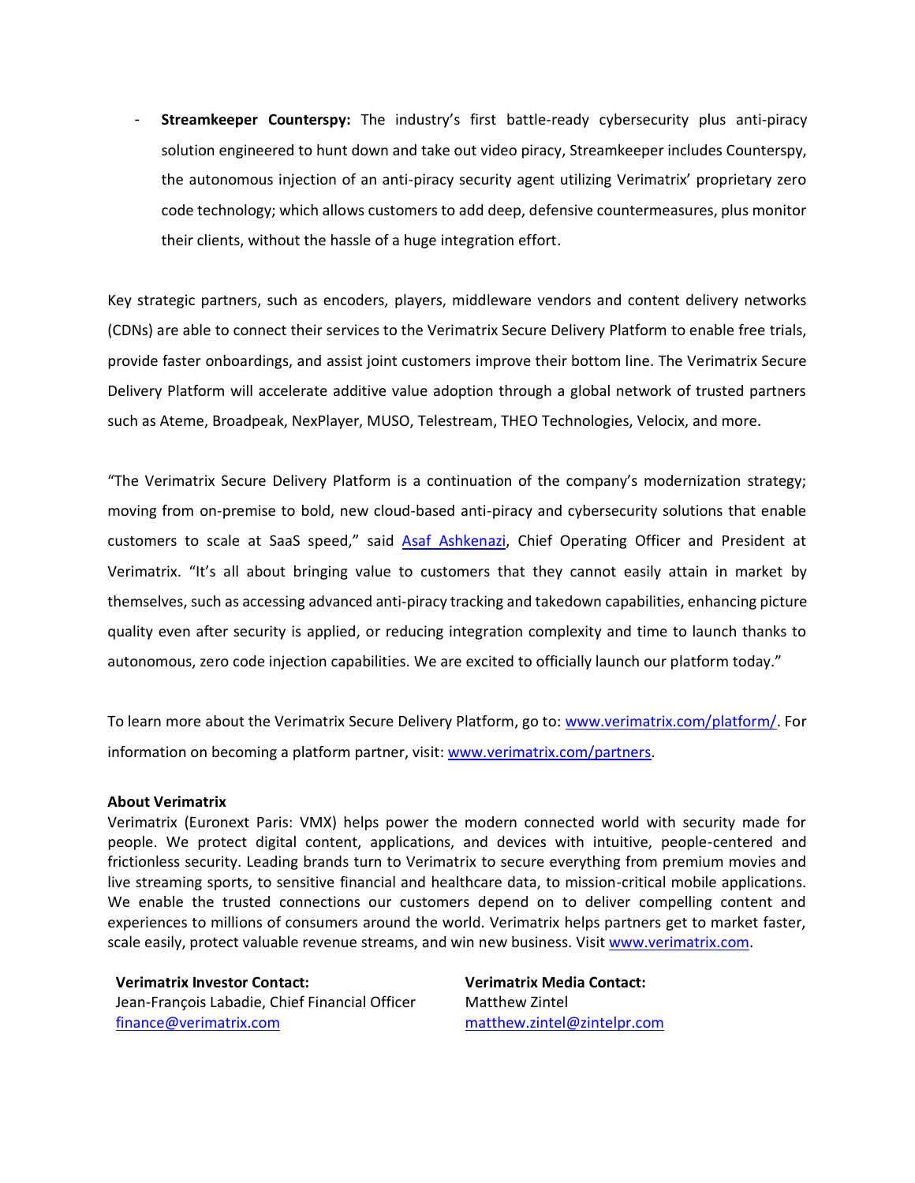- **Streamkeeper Counterspy:** The industry's first battle-ready cybersecurity plus anti-piracy solution engineered to hunt down and take out video piracy, Streamkeeper includes Counterspy, the autonomous injection of an anti-piracy security agent utilizing Verimatrix' proprietary zero code technology; which allows customers to add deep, defensive countermeasures, plus monitor their clients, without the hassle of a huge integration effort.

Key strategic partners, such as encoders, players, middleware vendors and content delivery networks (CDNs) are able to connect their services to the Verimatrix Secure Delivery Platform to enable free trials, provide faster onboardings, and assist joint customers improve their bottom line. The Verimatrix Secure Delivery Platform will accelerate additive value adoption through a global network of trusted partners such as Ateme, Broadpeak, NexPlayer, MUSO, Telestream, THEO Technologies, Velocix, and more.

"The Verimatrix Secure Delivery Platform is a continuation of the company's modernization strategy; moving from on-premise to bold, new cloud-based anti-piracy and cybersecurity solutions that enable customers to scale at SaaS speed," said Asaf Ashkenazi, Chief Operating Officer and President at Verimatrix. "It's all about bringing value to customers that they cannot easily attain in market by themselves, such as accessing advanced anti-piracy tracking and takedown capabilities, enhancing picture quality even after security is applied, or reducing integration complexity and time to launch thanks to autonomous, zero code injection capabilities. We are excited to officially launch our platform today."

To learn more about the Verimatrix Secure Delivery Platform, go to: www.verimatrix.com/platform/. For information on becoming a platform partner, visit: www.verimatrix.com/partners.

**About Verimatrix**

Verimatrix (Euronext Paris: VMX) helps power the modern connected world with security made for people. We protect digital content, applications, and devices with intuitive, people-centered and frictionless security. Leading brands turn to Verimatrix to secure everything from premium movies and live streaming sports, to sensitive financial and healthcare data, to mission-critical mobile applications. We enable the trusted connections our customers depend on to deliver compelling content and experiences to millions of consumers around the world. Verimatrix helps partners get to market faster, scale easily, protect valuable revenue streams, and win new business. Visit www.verimatrix.com.

**Verimatrix Investor Contact:**
Jean-François Labadie, Chief Financial Officer
finance@verimatrix.com

**Verimatrix Media Contact:**
Matthew Zintel
matthew.zintel@zintelpr.com